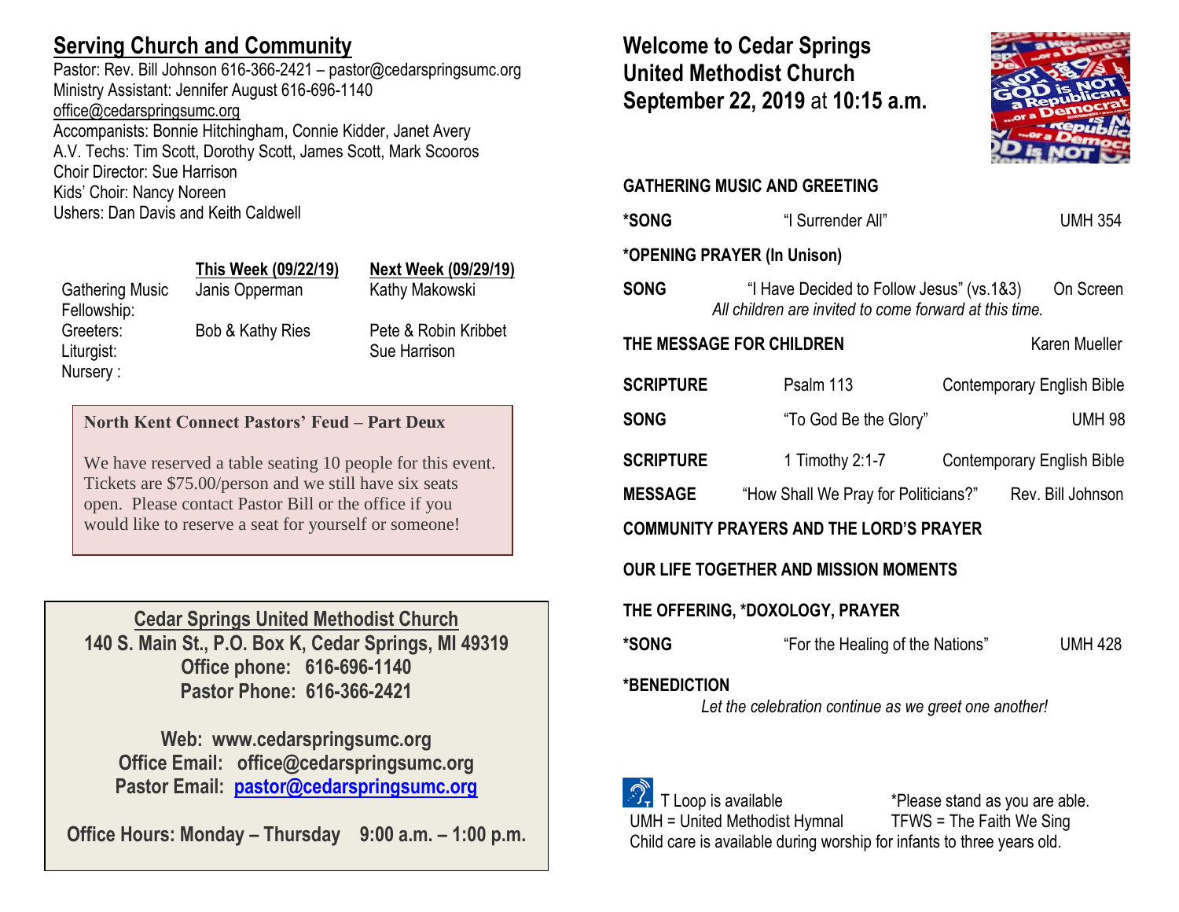## Serving Church and Community

Pastor: Rev. Bill Johnson 616-366-2421 – pastor@cedarspringsumc.org
Ministry Assistant: Jennifer August 616-696-1140
office@cedarspringsumc.org
Accompanists: Bonnie Hitchingham, Connie Kidder, Janet Avery
A.V. Techs: Tim Scott, Dorothy Scott, James Scott, Mark Scooros
Choir Director: Sue Harrison
Kids' Choir: Nancy Noreen
Ushers: Dan Davis and Keith Caldwell

| | This Week (09/22/19) | Next Week (09/29/19) |
|---|---|---|
| Gathering Music | Janis Opperman | Kathy Makowski |
| Fellowship: | | |
| Greeters: | Bob & Kathy Ries | Pete & Robin Kribbet |
| Liturgist: | | Sue Harrison |
| Nursery : | | |

**North Kent Connect Pastors' Feud – Part Deux**

We have reserved a table seating 10 people for this event. Tickets are $75.00/person and we still have six seats open. Please contact Pastor Bill or the office if you would like to reserve a seat for yourself or someone!

**Cedar Springs United Methodist Church**
**140 S. Main St., P.O. Box K, Cedar Springs, MI 49319**
**Office phone: 616-696-1140**
**Pastor Phone: 616-366-2421**

**Web: www.cedarspringsumc.org**
**Office Email: office@cedarspringsumc.org**
**Pastor Email: pastor@cedarspringsumc.org**

**Office Hours: Monday – Thursday 9:00 a.m. – 1:00 p.m.**

# Welcome to Cedar Springs United Methodist Church September 22, 2019 at 10:15 a.m.

**GATHERING MUSIC AND GREETING**

**\*SONG** "I Surrender All" UMH 354

**\*OPENING PRAYER (In Unison)**

**SONG** "I Have Decided to Follow Jesus" (vs.1&3) On Screen
*All children are invited to come forward at this time.*

**THE MESSAGE FOR CHILDREN** Karen Mueller

**SCRIPTURE** Psalm 113 Contemporary English Bible

**SONG** "To God Be the Glory" UMH 98

**SCRIPTURE** 1 Timothy 2:1-7 Contemporary English Bible

**MESSAGE** "How Shall We Pray for Politicians?" Rev. Bill Johnson

**COMMUNITY PRAYERS AND THE LORD'S PRAYER**

**OUR LIFE TOGETHER AND MISSION MOMENTS**

**THE OFFERING, \*DOXOLOGY, PRAYER**

**\*SONG** "For the Healing of the Nations" UMH 428

**\*BENEDICTION**
*Let the celebration continue as we greet one another!*

T Loop is available *Please stand as you are able.
UMH = United Methodist Hymnal TFWS = The Faith We Sing
Child care is available during worship for infants to three years old.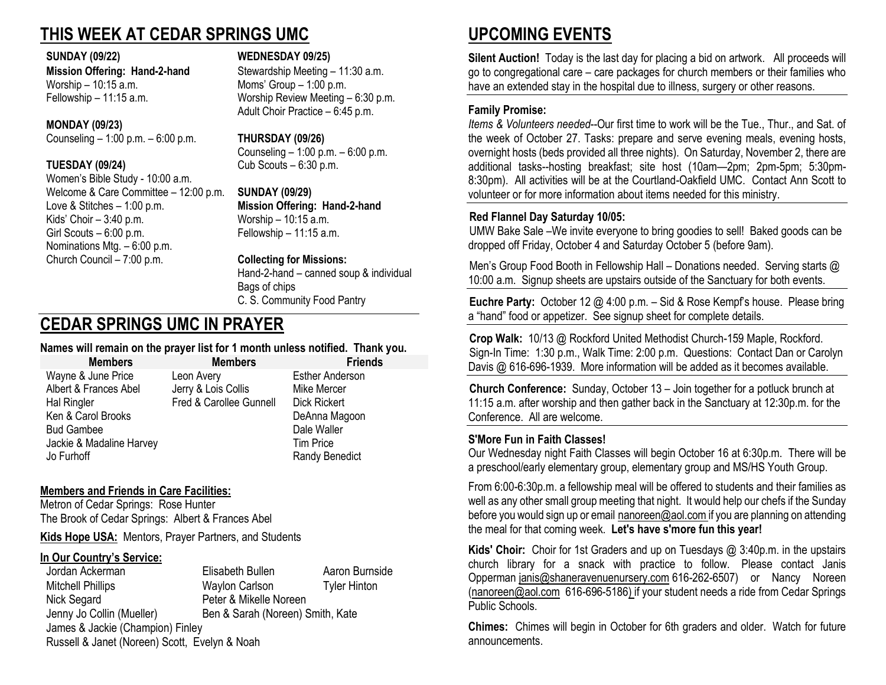# THIS WEEK AT CEDAR SPRINGS UMC

**SUNDAY (09/22)**
**Mission Offering: Hand-2-hand**
Worship – 10:15 a.m.
Fellowship – 11:15 a.m.

**MONDAY (09/23)**
Counseling – 1:00 p.m. – 6:00 p.m.

**TUESDAY (09/24)**
Women's Bible Study - 10:00 a.m.
Welcome & Care Committee – 12:00 p.m.
Love & Stitches – 1:00 p.m.
Kids' Choir – 3:40 p.m.
Girl Scouts – 6:00 p.m.
Nominations Mtg. – 6:00 p.m.
Church Council – 7:00 p.m.

**WEDNESDAY 09/25)**
Stewardship Meeting – 11:30 a.m.
Moms' Group – 1:00 p.m.
Worship Review Meeting – 6:30 p.m.
Adult Choir Practice – 6:45 p.m.

**THURSDAY (09/26)**
Counseling – 1:00 p.m. – 6:00 p.m.
Cub Scouts – 6:30 p.m.

**SUNDAY (09/29)**
**Mission Offering: Hand-2-hand**
Worship – 10:15 a.m.
Fellowship – 11:15 a.m.

**Collecting for Missions:**
Hand-2-hand – canned soup & individual Bags of chips
C. S. Community Food Pantry

# CEDAR SPRINGS UMC IN PRAYER

**Names will remain on the prayer list for 1 month unless notified. Thank you.**

| Members | Members | Friends |
|---|---|---|
| Wayne & June Price | Leon Avery | Esther Anderson |
| Albert & Frances Abel | Jerry & Lois Collis | Mike Mercer |
| Hal Ringler | Fred & Carollee Gunnell | Dick Rickert |
| Ken & Carol Brooks | | DeAnna Magoon |
| Bud Gambee | | Dale Waller |
| Jackie & Madaline Harvey | | Tim Price |
| Jo Furhoff | | Randy Benedict |

**Members and Friends in Care Facilities:**
Metron of Cedar Springs: Rose Hunter
The Brook of Cedar Springs: Albert & Frances Abel

**Kids Hope USA:** Mentors, Prayer Partners, and Students

**In Our Country's Service:**
Jordan Ackerman, Elisabeth Bullen, Aaron Burnside
Mitchell Phillips, Waylon Carlson, Tyler Hinton
Nick Segard, Peter & Mikelle Noreen
Jenny Jo Collin (Mueller), Ben & Sarah (Noreen) Smith, Kate
James & Jackie (Champion) Finley
Russell & Janet (Noreen) Scott, Evelyn & Noah

# UPCOMING EVENTS

**Silent Auction!** Today is the last day for placing a bid on artwork. All proceeds will go to congregational care – care packages for church members or their families who have an extended stay in the hospital due to illness, surgery or other reasons.

**Family Promise:**
*Items & Volunteers needed*--Our first time to work will be the Tue., Thur., and Sat. of the week of October 27. Tasks: prepare and serve evening meals, evening hosts, overnight hosts (beds provided all three nights). On Saturday, November 2, there are additional tasks--hosting breakfast; site host (10am—2pm; 2pm-5pm; 5:30pm-8:30pm). All activities will be at the Courtland-Oakfield UMC. Contact Ann Scott to volunteer or for more information about items needed for this ministry.

**Red Flannel Day Saturday 10/05:**
UMW Bake Sale –We invite everyone to bring goodies to sell! Baked goods can be dropped off Friday, October 4 and Saturday October 5 (before 9am).

Men's Group Food Booth in Fellowship Hall – Donations needed. Serving starts @ 10:00 a.m. Signup sheets are upstairs outside of the Sanctuary for both events.

**Euchre Party:** October 12 @ 4:00 p.m. – Sid & Rose Kempf's house. Please bring a "hand" food or appetizer. See signup sheet for complete details.

**Crop Walk:** 10/13 @ Rockford United Methodist Church-159 Maple, Rockford. Sign-In Time: 1:30 p.m., Walk Time: 2:00 p.m. Questions: Contact Dan or Carolyn Davis @ 616-696-1939. More information will be added as it becomes available.

**Church Conference:** Sunday, October 13 – Join together for a potluck brunch at 11:15 a.m. after worship and then gather back in the Sanctuary at 12:30p.m. for the Conference. All are welcome.

**S'More Fun in Faith Classes!**
Our Wednesday night Faith Classes will begin October 16 at 6:30p.m. There will be a preschool/early elementary group, elementary group and MS/HS Youth Group.

From 6:00-6:30p.m. a fellowship meal will be offered to students and their families as well as any other small group meeting that night. It would help our chefs if the Sunday before you would sign up or email nanoreen@aol.com if you are planning on attending the meal for that coming week. **Let's have s'more fun this year!**

**Kids' Choir:** Choir for 1st Graders and up on Tuesdays @ 3:40p.m. in the upstairs church library for a snack with practice to follow. Please contact Janis Opperman janis@shaneravenuenursery.com 616-262-6507) or Nancy Noreen (nanoreen@aol.com 616-696-5186) if your student needs a ride from Cedar Springs Public Schools.

**Chimes:** Chimes will begin in October for 6th graders and older. Watch for future announcements.